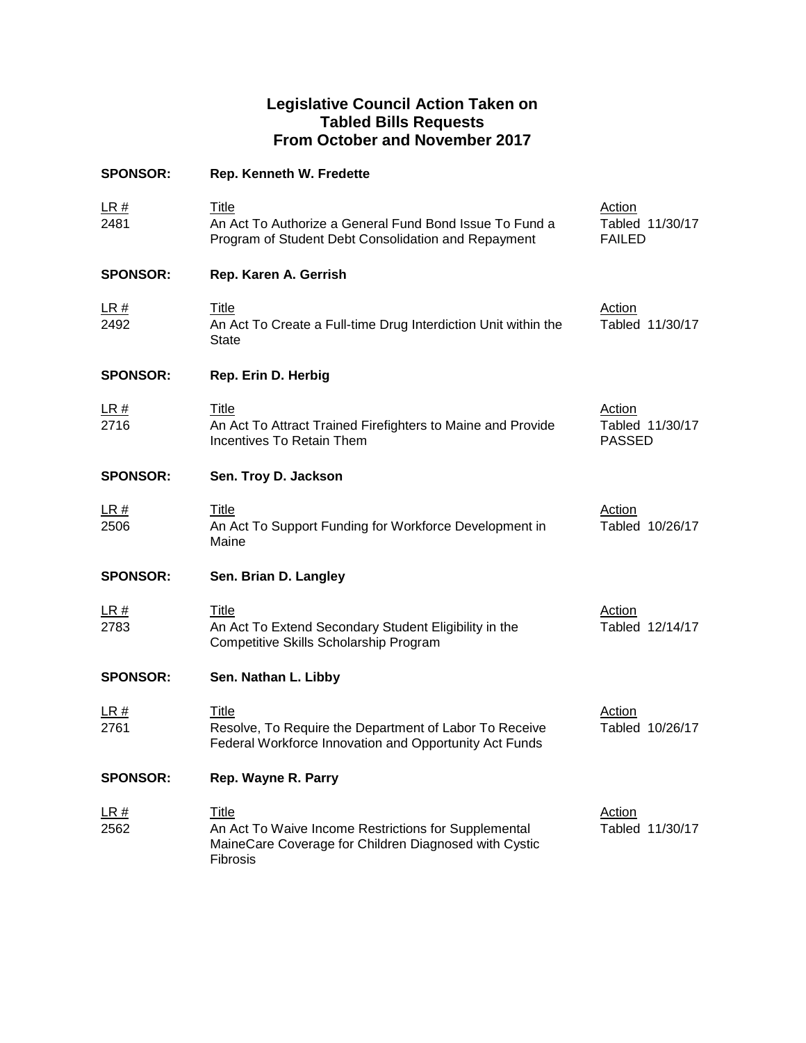# Legislative Council Action Taken on Tabled Bills Requests From October and November 2017

**SPONSOR:** **Rep. Kenneth W. Fredette**

| LR # | Title | Action |
| --- | --- | --- |
| 2481 | An Act To Authorize a General Fund Bond Issue To Fund a Program of Student Debt Consolidation and Repayment | Tabled 11/30/17 FAILED |

**SPONSOR:** **Rep. Karen A. Gerrish**

| LR # | Title | Action |
| --- | --- | --- |
| 2492 | An Act To Create a Full-time Drug Interdiction Unit within the State | Tabled 11/30/17 |

**SPONSOR:** **Rep. Erin D. Herbig**

| LR # | Title | Action |
| --- | --- | --- |
| 2716 | An Act To Attract Trained Firefighters to Maine and Provide Incentives To Retain Them | Tabled 11/30/17 PASSED |

**SPONSOR:** **Sen. Troy D. Jackson**

| LR # | Title | Action |
| --- | --- | --- |
| 2506 | An Act To Support Funding for Workforce Development in Maine | Tabled 10/26/17 |

**SPONSOR:** **Sen. Brian D. Langley**

| LR # | Title | Action |
| --- | --- | --- |
| 2783 | An Act To Extend Secondary Student Eligibility in the Competitive Skills Scholarship Program | Tabled 12/14/17 |

**SPONSOR:** **Sen. Nathan L. Libby**

| LR # | Title | Action |
| --- | --- | --- |
| 2761 | Resolve, To Require the Department of Labor To Receive Federal Workforce Innovation and Opportunity Act Funds | Tabled 10/26/17 |

**SPONSOR:** **Rep. Wayne R. Parry**

| LR # | Title | Action |
| --- | --- | --- |
| 2562 | An Act To Waive Income Restrictions for Supplemental MaineCare Coverage for Children Diagnosed with Cystic Fibrosis | Tabled 11/30/17 |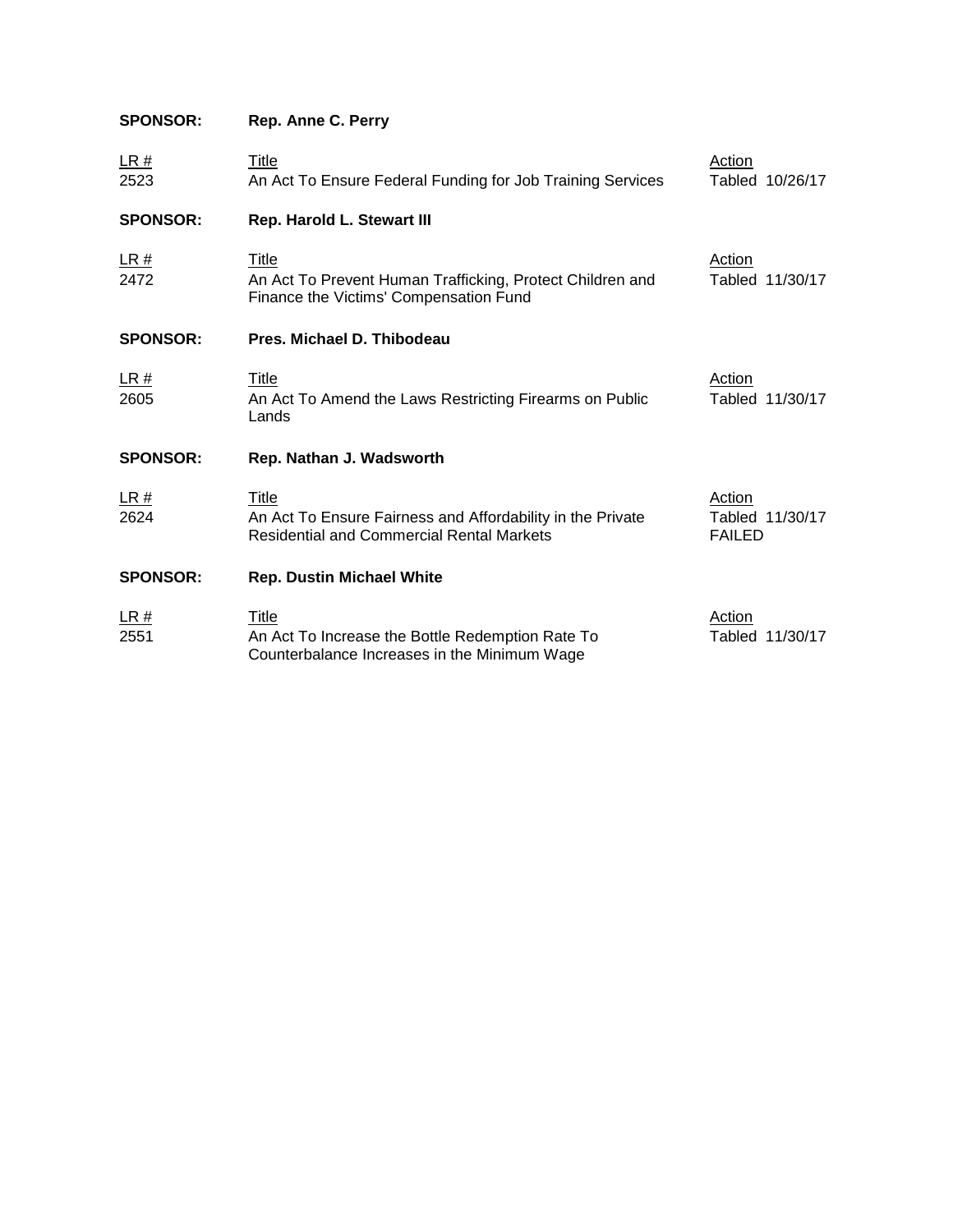**SPONSOR:** **Rep. Anne C. Perry**

| LR # | Title | Action |
|---|---|---|
| 2523 | An Act To Ensure Federal Funding for Job Training Services | Tabled 10/26/17 |

**SPONSOR:** **Rep. Harold L. Stewart III**

| LR # | Title | Action |
|---|---|---|
| 2472 | An Act To Prevent Human Trafficking, Protect Children and Finance the Victims' Compensation Fund | Tabled 11/30/17 |

**SPONSOR:** **Pres. Michael D. Thibodeau**

| LR # | Title | Action |
|---|---|---|
| 2605 | An Act To Amend the Laws Restricting Firearms on Public Lands | Tabled 11/30/17 |

**SPONSOR:** **Rep. Nathan J. Wadsworth**

| LR # | Title | Action |
|---|---|---|
| 2624 | An Act To Ensure Fairness and Affordability in the Private Residential and Commercial Rental Markets | Tabled 11/30/17 FAILED |

**SPONSOR:** **Rep. Dustin Michael White**

| LR # | Title | Action |
|---|---|---|
| 2551 | An Act To Increase the Bottle Redemption Rate To Counterbalance Increases in the Minimum Wage | Tabled 11/30/17 |